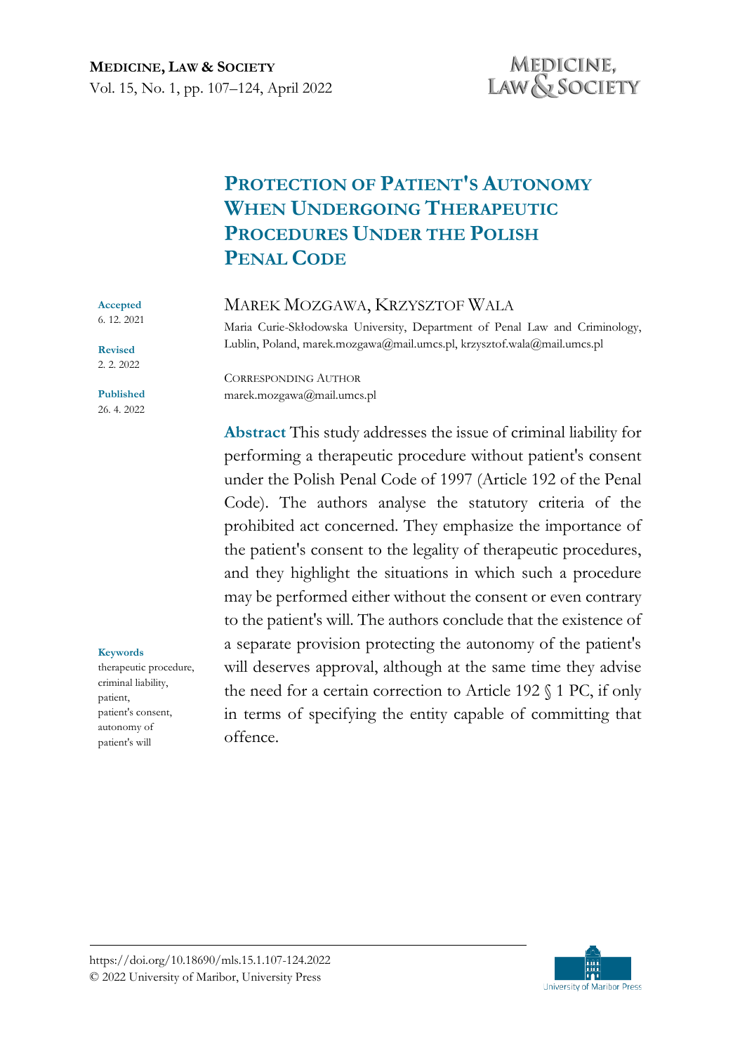# Protection of Patient's Autonomy When Undergoing Therapeutic Procedures Under the Polish Penal Code

Accepted 6. 12. 2021

Revised 2. 2. 2022

Published 26. 4. 2022

MAREK MOZGAWA, KRZYSZTOF WALA

Maria Curie-Skłodowska University, Department of Penal Law and Criminology, Lublin, Poland, marek.mozgawa@mail.umcs.pl, krzysztof.wala@mail.umcs.pl

CORRESPONDING AUTHOR
marek.mozgawa@mail.umcs.pl

**Abstract** This study addresses the issue of criminal liability for performing a therapeutic procedure without patient's consent under the Polish Penal Code of 1997 (Article 192 of the Penal Code). The authors analyse the statutory criteria of the prohibited act concerned. They emphasize the importance of the patient's consent to the legality of therapeutic procedures, and they highlight the situations in which such a procedure may be performed either without the consent or even contrary to the patient's will. The authors conclude that the existence of a separate provision protecting the autonomy of the patient's will deserves approval, although at the same time they advise the need for a certain correction to Article 192 § 1 PC, if only in terms of specifying the entity capable of committing that offence.

**Keywords**
therapeutic procedure, criminal liability, patient, patient's consent, autonomy of patient's will

https://doi.org/10.18690/mls.15.1.107-124.2022
© 2022 University of Maribor, University Press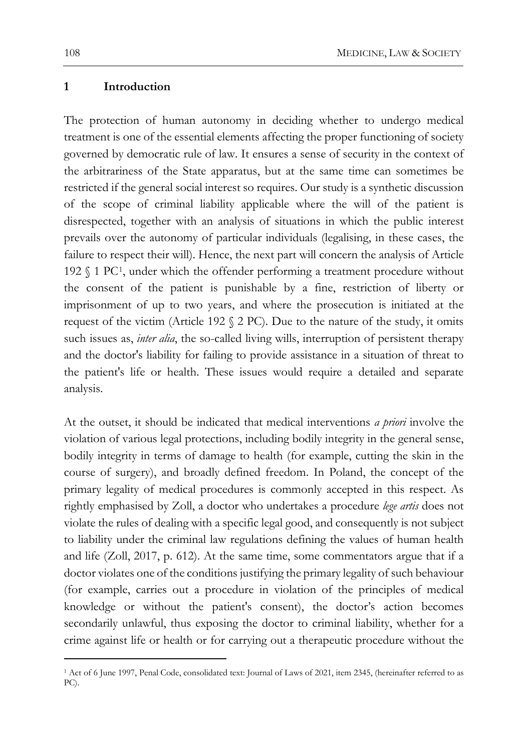## 1 Introduction

The protection of human autonomy in deciding whether to undergo medical treatment is one of the essential elements affecting the proper functioning of society governed by democratic rule of law. It ensures a sense of security in the context of the arbitrariness of the State apparatus, but at the same time can sometimes be restricted if the general social interest so requires. Our study is a synthetic discussion of the scope of criminal liability applicable where the will of the patient is disrespected, together with an analysis of situations in which the public interest prevails over the autonomy of particular individuals (legalising, in these cases, the failure to respect their will). Hence, the next part will concern the analysis of Article 192 § 1 PC[1], under which the offender performing a treatment procedure without the consent of the patient is punishable by a fine, restriction of liberty or imprisonment of up to two years, and where the prosecution is initiated at the request of the victim (Article 192 § 2 PC). Due to the nature of the study, it omits such issues as, *inter alia*, the so-called living wills, interruption of persistent therapy and the doctor's liability for failing to provide assistance in a situation of threat to the patient's life or health. These issues would require a detailed and separate analysis.

At the outset, it should be indicated that medical interventions *a priori* involve the violation of various legal protections, including bodily integrity in the general sense, bodily integrity in terms of damage to health (for example, cutting the skin in the course of surgery), and broadly defined freedom. In Poland, the concept of the primary legality of medical procedures is commonly accepted in this respect. As rightly emphasised by Zoll, a doctor who undertakes a procedure *lege artis* does not violate the rules of dealing with a specific legal good, and consequently is not subject to liability under the criminal law regulations defining the values of human health and life (Zoll, 2017, p. 612). At the same time, some commentators argue that if a doctor violates one of the conditions justifying the primary legality of such behaviour (for example, carries out a procedure in violation of the principles of medical knowledge or without the patient's consent), the doctor's action becomes secondarily unlawful, thus exposing the doctor to criminal liability, whether for a crime against life or health or for carrying out a therapeutic procedure without the

[1] Act of 6 June 1997, Penal Code, consolidated text: Journal of Laws of 2021, item 2345, (hereinafter referred to as PC).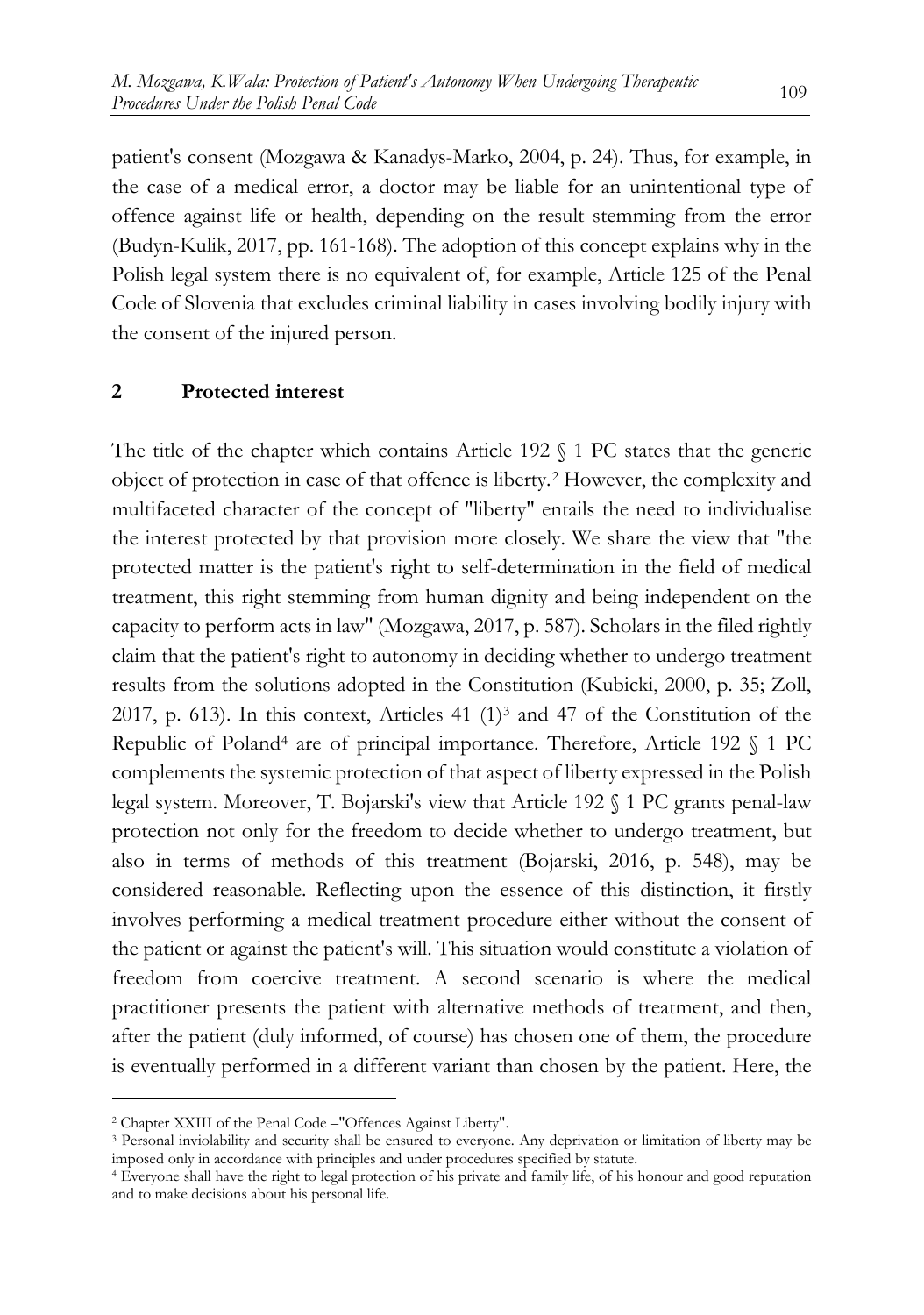patient's consent (Mozgawa & Kanadys-Marko, 2004, p. 24). Thus, for example, in the case of a medical error, a doctor may be liable for an unintentional type of offence against life or health, depending on the result stemming from the error (Budyn-Kulik, 2017, pp. 161-168). The adoption of this concept explains why in the Polish legal system there is no equivalent of, for example, Article 125 of the Penal Code of Slovenia that excludes criminal liability in cases involving bodily injury with the consent of the injured person.

## 2 Protected interest

The title of the chapter which contains Article 192 § 1 PC states that the generic object of protection in case of that offence is liberty.[2] However, the complexity and multifaceted character of the concept of "liberty" entails the need to individualise the interest protected by that provision more closely. We share the view that "the protected matter is the patient's right to self-determination in the field of medical treatment, this right stemming from human dignity and being independent on the capacity to perform acts in law" (Mozgawa, 2017, p. 587). Scholars in the filed rightly claim that the patient's right to autonomy in deciding whether to undergo treatment results from the solutions adopted in the Constitution (Kubicki, 2000, p. 35; Zoll, 2017, p. 613). In this context, Articles 41 (1)[3] and 47 of the Constitution of the Republic of Poland[4] are of principal importance. Therefore, Article 192 § 1 PC complements the systemic protection of that aspect of liberty expressed in the Polish legal system. Moreover, T. Bojarski's view that Article 192 § 1 PC grants penal-law protection not only for the freedom to decide whether to undergo treatment, but also in terms of methods of this treatment (Bojarski, 2016, p. 548), may be considered reasonable. Reflecting upon the essence of this distinction, it firstly involves performing a medical treatment procedure either without the consent of the patient or against the patient's will. This situation would constitute a violation of freedom from coercive treatment. A second scenario is where the medical practitioner presents the patient with alternative methods of treatment, and then, after the patient (duly informed, of course) has chosen one of them, the procedure is eventually performed in a different variant than chosen by the patient. Here, the

---

[2] Chapter XXIII of the Penal Code –"Offences Against Liberty".

[3] Personal inviolability and security shall be ensured to everyone. Any deprivation or limitation of liberty may be imposed only in accordance with principles and under procedures specified by statute.

[4] Everyone shall have the right to legal protection of his private and family life, of his honour and good reputation and to make decisions about his personal life.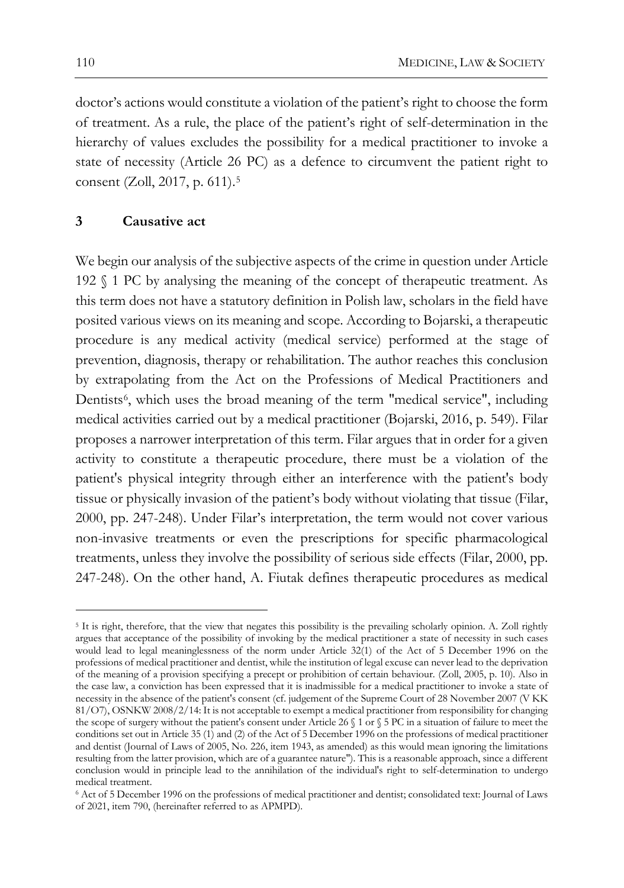doctor's actions would constitute a violation of the patient's right to choose the form of treatment. As a rule, the place of the patient's right of self-determination in the hierarchy of values excludes the possibility for a medical practitioner to invoke a state of necessity (Article 26 PC) as a defence to circumvent the patient right to consent (Zoll, 2017, p. 611).[5]

## 3 Causative act

We begin our analysis of the subjective aspects of the crime in question under Article 192 § 1 PC by analysing the meaning of the concept of therapeutic treatment. As this term does not have a statutory definition in Polish law, scholars in the field have posited various views on its meaning and scope. According to Bojarski, a therapeutic procedure is any medical activity (medical service) performed at the stage of prevention, diagnosis, therapy or rehabilitation. The author reaches this conclusion by extrapolating from the Act on the Professions of Medical Practitioners and Dentists[6], which uses the broad meaning of the term "medical service", including medical activities carried out by a medical practitioner (Bojarski, 2016, p. 549). Filar proposes a narrower interpretation of this term. Filar argues that in order for a given activity to constitute a therapeutic procedure, there must be a violation of the patient's physical integrity through either an interference with the patient's body tissue or physically invasion of the patient's body without violating that tissue (Filar, 2000, pp. 247-248). Under Filar's interpretation, the term would not cover various non-invasive treatments or even the prescriptions for specific pharmacological treatments, unless they involve the possibility of serious side effects (Filar, 2000, pp. 247-248). On the other hand, A. Fiutak defines therapeutic procedures as medical

---

[5] It is right, therefore, that the view that negates this possibility is the prevailing scholarly opinion. A. Zoll rightly argues that acceptance of the possibility of invoking by the medical practitioner a state of necessity in such cases would lead to legal meaninglessness of the norm under Article 32(1) of the Act of 5 December 1996 on the professions of medical practitioner and dentist, while the institution of legal excuse can never lead to the deprivation of the meaning of a provision specifying a precept or prohibition of certain behaviour. (Zoll, 2005, p. 10). Also in the case law, a conviction has been expressed that it is inadmissible for a medical practitioner to invoke a state of necessity in the absence of the patient's consent (cf. judgement of the Supreme Court of 28 November 2007 (V KK 81/O7), OSNKW 2008/2/14: It is not acceptable to exempt a medical practitioner from responsibility for changing the scope of surgery without the patient's consent under Article 26 § 1 or § 5 PC in a situation of failure to meet the conditions set out in Article 35 (1) and (2) of the Act of 5 December 1996 on the professions of medical practitioner and dentist (Journal of Laws of 2005, No. 226, item 1943, as amended) as this would mean ignoring the limitations resulting from the latter provision, which are of a guarantee nature"). This is a reasonable approach, since a different conclusion would in principle lead to the annihilation of the individual's right to self-determination to undergo medical treatment.

[6] Act of 5 December 1996 on the professions of medical practitioner and dentist; consolidated text: Journal of Laws of 2021, item 790, (hereinafter referred to as APMPD).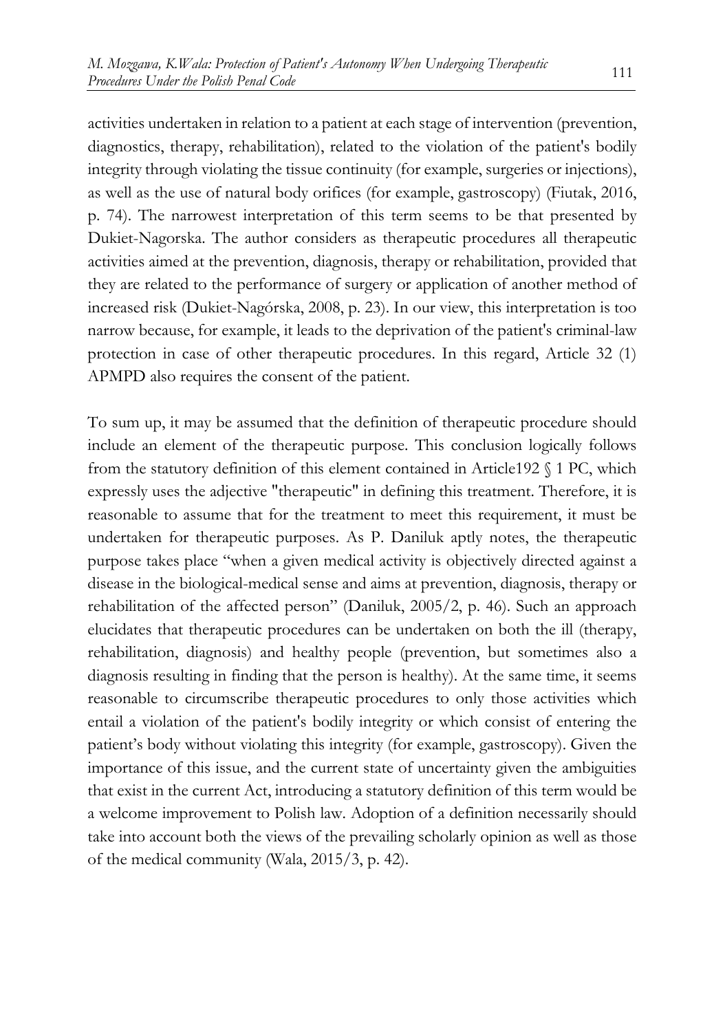activities undertaken in relation to a patient at each stage of intervention (prevention, diagnostics, therapy, rehabilitation), related to the violation of the patient's bodily integrity through violating the tissue continuity (for example, surgeries or injections), as well as the use of natural body orifices (for example, gastroscopy) (Fiutak, 2016, p. 74). The narrowest interpretation of this term seems to be that presented by Dukiet-Nagorska. The author considers as therapeutic procedures all therapeutic activities aimed at the prevention, diagnosis, therapy or rehabilitation, provided that they are related to the performance of surgery or application of another method of increased risk (Dukiet-Nagórska, 2008, p. 23). In our view, this interpretation is too narrow because, for example, it leads to the deprivation of the patient's criminal-law protection in case of other therapeutic procedures. In this regard, Article 32 (1) APMPD also requires the consent of the patient.

To sum up, it may be assumed that the definition of therapeutic procedure should include an element of the therapeutic purpose. This conclusion logically follows from the statutory definition of this element contained in Article192 § 1 PC, which expressly uses the adjective "therapeutic" in defining this treatment. Therefore, it is reasonable to assume that for the treatment to meet this requirement, it must be undertaken for therapeutic purposes. As P. Daniluk aptly notes, the therapeutic purpose takes place "when a given medical activity is objectively directed against a disease in the biological-medical sense and aims at prevention, diagnosis, therapy or rehabilitation of the affected person" (Daniluk, 2005/2, p. 46). Such an approach elucidates that therapeutic procedures can be undertaken on both the ill (therapy, rehabilitation, diagnosis) and healthy people (prevention, but sometimes also a diagnosis resulting in finding that the person is healthy). At the same time, it seems reasonable to circumscribe therapeutic procedures to only those activities which entail a violation of the patient's bodily integrity or which consist of entering the patient's body without violating this integrity (for example, gastroscopy). Given the importance of this issue, and the current state of uncertainty given the ambiguities that exist in the current Act, introducing a statutory definition of this term would be a welcome improvement to Polish law. Adoption of a definition necessarily should take into account both the views of the prevailing scholarly opinion as well as those of the medical community (Wala, 2015/3, p. 42).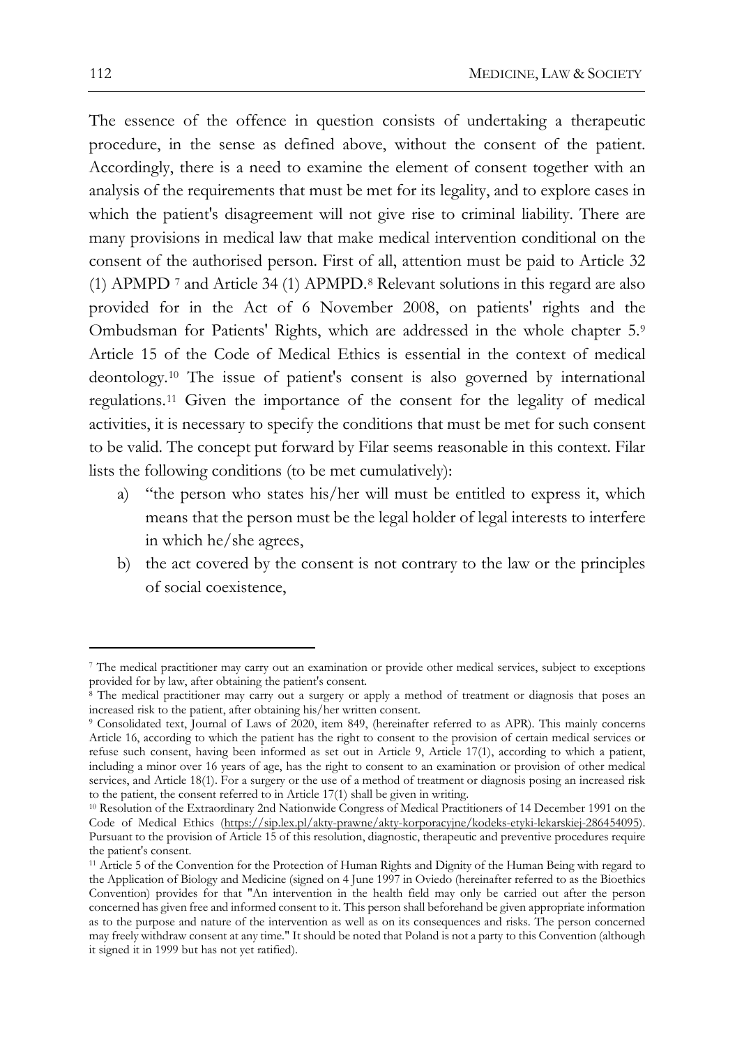The essence of the offence in question consists of undertaking a therapeutic procedure, in the sense as defined above, without the consent of the patient. Accordingly, there is a need to examine the element of consent together with an analysis of the requirements that must be met for its legality, and to explore cases in which the patient's disagreement will not give rise to criminal liability. There are many provisions in medical law that make medical intervention conditional on the consent of the authorised person. First of all, attention must be paid to Article 32 (1) APMPD [7] and Article 34 (1) APMPD.[8] Relevant solutions in this regard are also provided for in the Act of 6 November 2008, on patients' rights and the Ombudsman for Patients' Rights, which are addressed in the whole chapter 5.[9] Article 15 of the Code of Medical Ethics is essential in the context of medical deontology.[10] The issue of patient's consent is also governed by international regulations.[11] Given the importance of the consent for the legality of medical activities, it is necessary to specify the conditions that must be met for such consent to be valid. The concept put forward by Filar seems reasonable in this context. Filar lists the following conditions (to be met cumulatively):

a) "the person who states his/her will must be entitled to express it, which means that the person must be the legal holder of legal interests to interfere in which he/she agrees,
b) the act covered by the consent is not contrary to the law or the principles of social coexistence,

---

[7] The medical practitioner may carry out an examination or provide other medical services, subject to exceptions provided for by law, after obtaining the patient's consent.

[8] The medical practitioner may carry out a surgery or apply a method of treatment or diagnosis that poses an increased risk to the patient, after obtaining his/her written consent.

[9] Consolidated text, Journal of Laws of 2020, item 849, (hereinafter referred to as APR). This mainly concerns Article 16, according to which the patient has the right to consent to the provision of certain medical services or refuse such consent, having been informed as set out in Article 9, Article 17(1), according to which a patient, including a minor over 16 years of age, has the right to consent to an examination or provision of other medical services, and Article 18(1). For a surgery or the use of a method of treatment or diagnosis posing an increased risk to the patient, the consent referred to in Article 17(1) shall be given in writing.

[10] Resolution of the Extraordinary 2nd Nationwide Congress of Medical Practitioners of 14 December 1991 on the Code of Medical Ethics (https://sip.lex.pl/akty-prawne/akty-korporacyjne/kodeks-etyki-lekarskiej-286454095). Pursuant to the provision of Article 15 of this resolution, diagnostic, therapeutic and preventive procedures require the patient's consent.

[11] Article 5 of the Convention for the Protection of Human Rights and Dignity of the Human Being with regard to the Application of Biology and Medicine (signed on 4 June 1997 in Oviedo (hereinafter referred to as the Bioethics Convention) provides for that "An intervention in the health field may only be carried out after the person concerned has given free and informed consent to it. This person shall beforehand be given appropriate information as to the purpose and nature of the intervention as well as on its consequences and risks. The person concerned may freely withdraw consent at any time." It should be noted that Poland is not a party to this Convention (although it signed it in 1999 but has not yet ratified).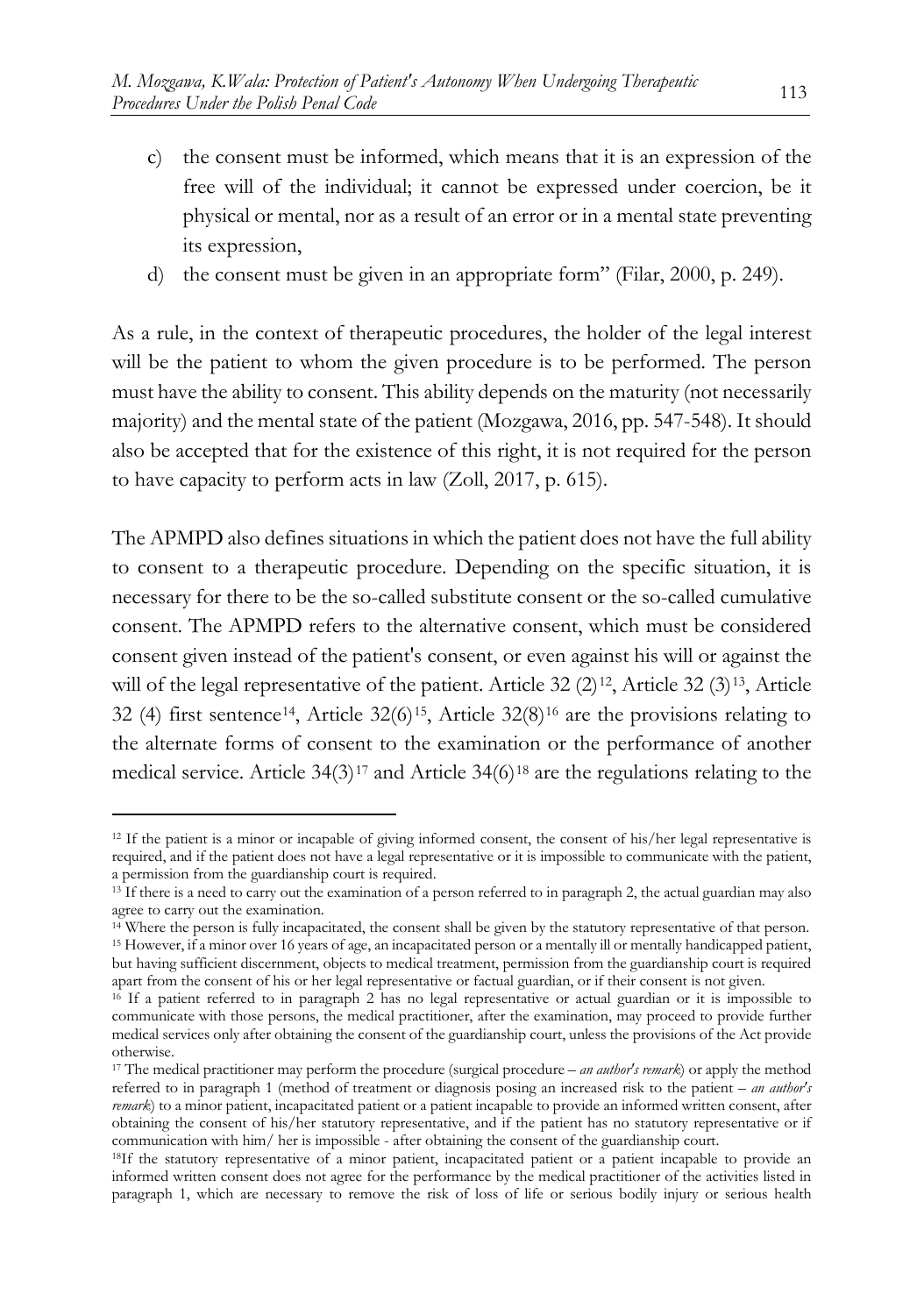c) the consent must be informed, which means that it is an expression of the free will of the individual; it cannot be expressed under coercion, be it physical or mental, nor as a result of an error or in a mental state preventing its expression,

d) the consent must be given in an appropriate form" (Filar, 2000, p. 249).

As a rule, in the context of therapeutic procedures, the holder of the legal interest will be the patient to whom the given procedure is to be performed. The person must have the ability to consent. This ability depends on the maturity (not necessarily majority) and the mental state of the patient (Mozgawa, 2016, pp. 547-548). It should also be accepted that for the existence of this right, it is not required for the person to have capacity to perform acts in law (Zoll, 2017, p. 615).

The APMPD also defines situations in which the patient does not have the full ability to consent to a therapeutic procedure. Depending on the specific situation, it is necessary for there to be the so-called substitute consent or the so-called cumulative consent. The APMPD refers to the alternative consent, which must be considered consent given instead of the patient's consent, or even against his will or against the will of the legal representative of the patient. Article 32 (2)[12], Article 32 (3)[13], Article 32 (4) first sentence[14], Article 32(6)[15], Article 32(8)[16] are the provisions relating to the alternate forms of consent to the examination or the performance of another medical service. Article 34(3)[17] and Article 34(6)[18] are the regulations relating to the

---

[12] If the patient is a minor or incapable of giving informed consent, the consent of his/her legal representative is required, and if the patient does not have a legal representative or it is impossible to communicate with the patient, a permission from the guardianship court is required.

[13] If there is a need to carry out the examination of a person referred to in paragraph 2, the actual guardian may also agree to carry out the examination.

[14] Where the person is fully incapacitated, the consent shall be given by the statutory representative of that person.

[15] However, if a minor over 16 years of age, an incapacitated person or a mentally ill or mentally handicapped patient, but having sufficient discernment, objects to medical treatment, permission from the guardianship court is required apart from the consent of his or her legal representative or factual guardian, or if their consent is not given.

[16] If a patient referred to in paragraph 2 has no legal representative or actual guardian or it is impossible to communicate with those persons, the medical practitioner, after the examination, may proceed to provide further medical services only after obtaining the consent of the guardianship court, unless the provisions of the Act provide otherwise.

[17] The medical practitioner may perform the procedure (surgical procedure – *an author's remark*) or apply the method referred to in paragraph 1 (method of treatment or diagnosis posing an increased risk to the patient – *an author's remark*) to a minor patient, incapacitated patient or a patient incapable to provide an informed written consent, after obtaining the consent of his/her statutory representative, and if the patient has no statutory representative or if communication with him/ her is impossible - after obtaining the consent of the guardianship court.

[18] If the statutory representative of a minor patient, incapacitated patient or a patient incapable to provide an informed written consent does not agree for the performance by the medical practitioner of the activities listed in paragraph 1, which are necessary to remove the risk of loss of life or serious bodily injury or serious health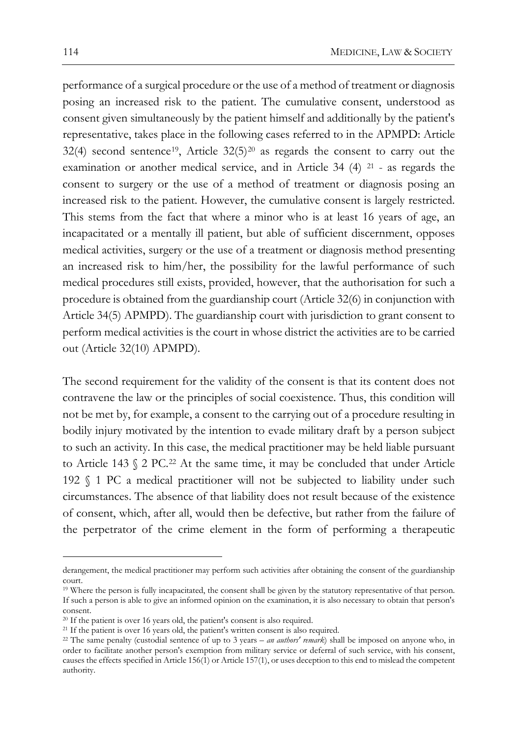performance of a surgical procedure or the use of a method of treatment or diagnosis posing an increased risk to the patient. The cumulative consent, understood as consent given simultaneously by the patient himself and additionally by the patient's representative, takes place in the following cases referred to in the APMPD: Article 32(4) second sentence[19], Article 32(5)[20] as regards the consent to carry out the examination or another medical service, and in Article 34 (4) [21] - as regards the consent to surgery or the use of a method of treatment or diagnosis posing an increased risk to the patient. However, the cumulative consent is largely restricted. This stems from the fact that where a minor who is at least 16 years of age, an incapacitated or a mentally ill patient, but able of sufficient discernment, opposes medical activities, surgery or the use of a treatment or diagnosis method presenting an increased risk to him/her, the possibility for the lawful performance of such medical procedures still exists, provided, however, that the authorisation for such a procedure is obtained from the guardianship court (Article 32(6) in conjunction with Article 34(5) APMPD). The guardianship court with jurisdiction to grant consent to perform medical activities is the court in whose district the activities are to be carried out (Article 32(10) APMPD).

The second requirement for the validity of the consent is that its content does not contravene the law or the principles of social coexistence. Thus, this condition will not be met by, for example, a consent to the carrying out of a procedure resulting in bodily injury motivated by the intention to evade military draft by a person subject to such an activity. In this case, the medical practitioner may be held liable pursuant to Article 143 § 2 PC.[22] At the same time, it may be concluded that under Article 192 § 1 PC a medical practitioner will not be subjected to liability under such circumstances. The absence of that liability does not result because of the existence of consent, which, after all, would then be defective, but rather from the failure of the perpetrator of the crime element in the form of performing a therapeutic

---

derangement, the medical practitioner may perform such activities after obtaining the consent of the guardianship court.

[19] Where the person is fully incapacitated, the consent shall be given by the statutory representative of that person. If such a person is able to give an informed opinion on the examination, it is also necessary to obtain that person's consent.

[20] If the patient is over 16 years old, the patient's consent is also required.

[21] If the patient is over 16 years old, the patient's written consent is also required.

[22] The same penalty (custodial sentence of up to 3 years – *an authors' remark*) shall be imposed on anyone who, in order to facilitate another person's exemption from military service or deferral of such service, with his consent, causes the effects specified in Article 156(1) or Article 157(1), or uses deception to this end to mislead the competent authority.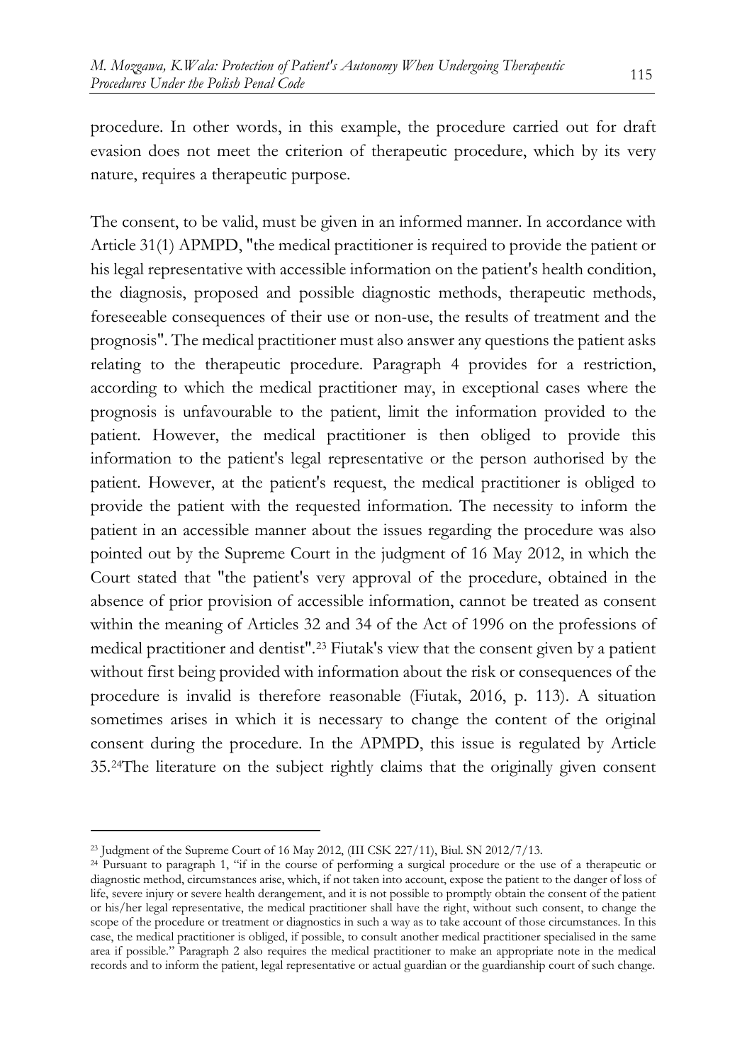procedure. In other words, in this example, the procedure carried out for draft evasion does not meet the criterion of therapeutic procedure, which by its very nature, requires a therapeutic purpose.

The consent, to be valid, must be given in an informed manner. In accordance with Article 31(1) APMPD, "the medical practitioner is required to provide the patient or his legal representative with accessible information on the patient's health condition, the diagnosis, proposed and possible diagnostic methods, therapeutic methods, foreseeable consequences of their use or non-use, the results of treatment and the prognosis". The medical practitioner must also answer any questions the patient asks relating to the therapeutic procedure. Paragraph 4 provides for a restriction, according to which the medical practitioner may, in exceptional cases where the prognosis is unfavourable to the patient, limit the information provided to the patient. However, the medical practitioner is then obliged to provide this information to the patient's legal representative or the person authorised by the patient. However, at the patient's request, the medical practitioner is obliged to provide the patient with the requested information. The necessity to inform the patient in an accessible manner about the issues regarding the procedure was also pointed out by the Supreme Court in the judgment of 16 May 2012, in which the Court stated that "the patient's very approval of the procedure, obtained in the absence of prior provision of accessible information, cannot be treated as consent within the meaning of Articles 32 and 34 of the Act of 1996 on the professions of medical practitioner and dentist".[23] Fiutak's view that the consent given by a patient without first being provided with information about the risk or consequences of the procedure is invalid is therefore reasonable (Fiutak, 2016, p. 113). A situation sometimes arises in which it is necessary to change the content of the original consent during the procedure. In the APMPD, this issue is regulated by Article 35.[24]The literature on the subject rightly claims that the originally given consent

---

[23] Judgment of the Supreme Court of 16 May 2012, (III CSK 227/11), Biul. SN 2012/7/13.

[24] Pursuant to paragraph 1, "if in the course of performing a surgical procedure or the use of a therapeutic or diagnostic method, circumstances arise, which, if not taken into account, expose the patient to the danger of loss of life, severe injury or severe health derangement, and it is not possible to promptly obtain the consent of the patient or his/her legal representative, the medical practitioner shall have the right, without such consent, to change the scope of the procedure or treatment or diagnostics in such a way as to take account of those circumstances. In this case, the medical practitioner is obliged, if possible, to consult another medical practitioner specialised in the same area if possible." Paragraph 2 also requires the medical practitioner to make an appropriate note in the medical records and to inform the patient, legal representative or actual guardian or the guardianship court of such change.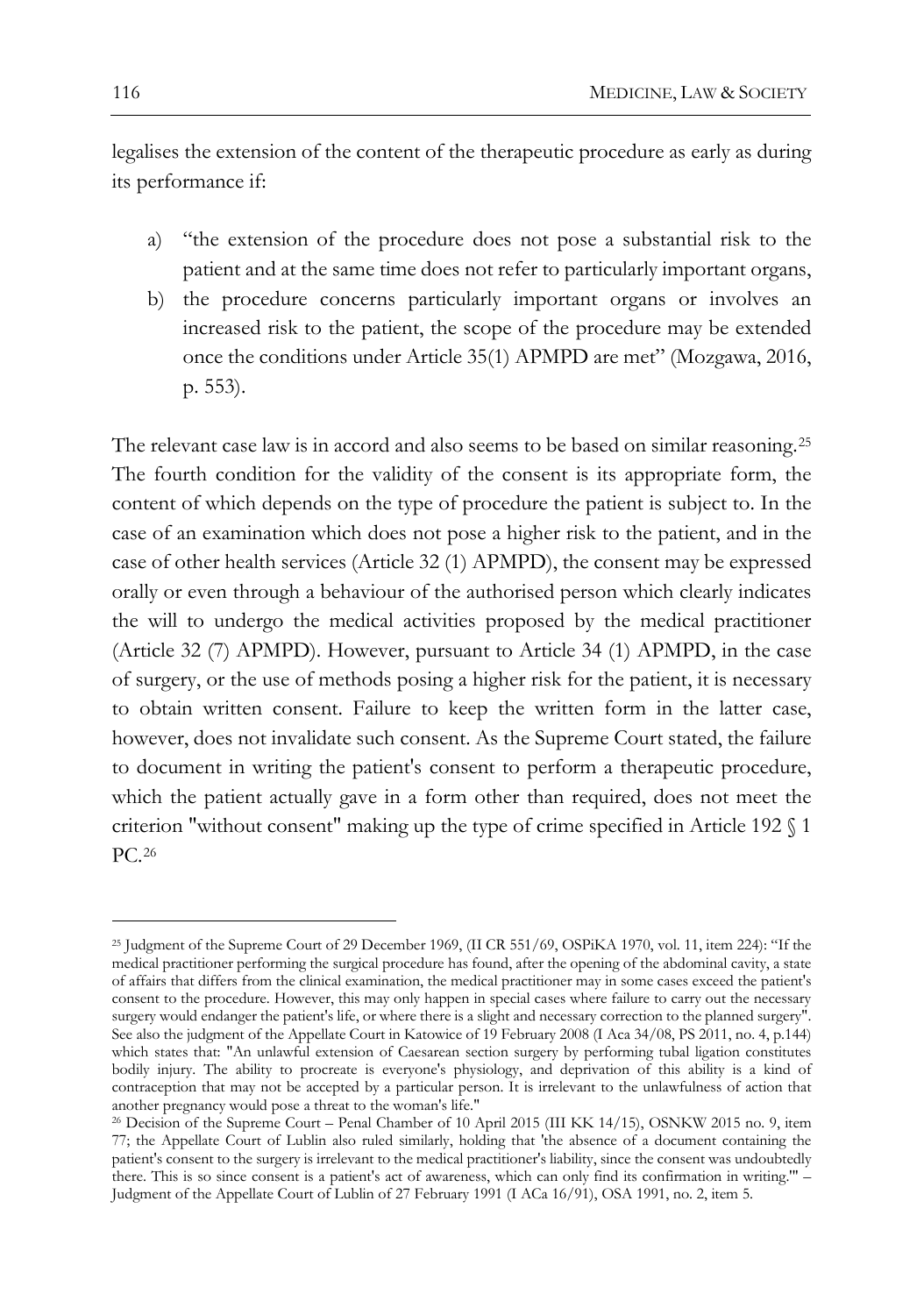legalises the extension of the content of the therapeutic procedure as early as during its performance if:

a) "the extension of the procedure does not pose a substantial risk to the patient and at the same time does not refer to particularly important organs,
b) the procedure concerns particularly important organs or involves an increased risk to the patient, the scope of the procedure may be extended once the conditions under Article 35(1) APMPD are met" (Mozgawa, 2016, p. 553).

The relevant case law is in accord and also seems to be based on similar reasoning.[25] The fourth condition for the validity of the consent is its appropriate form, the content of which depends on the type of procedure the patient is subject to. In the case of an examination which does not pose a higher risk to the patient, and in the case of other health services (Article 32 (1) APMPD), the consent may be expressed orally or even through a behaviour of the authorised person which clearly indicates the will to undergo the medical activities proposed by the medical practitioner (Article 32 (7) APMPD). However, pursuant to Article 34 (1) APMPD, in the case of surgery, or the use of methods posing a higher risk for the patient, it is necessary to obtain written consent. Failure to keep the written form in the latter case, however, does not invalidate such consent. As the Supreme Court stated, the failure to document in writing the patient's consent to perform a therapeutic procedure, which the patient actually gave in a form other than required, does not meet the criterion "without consent" making up the type of crime specified in Article 192 § 1 PC.[26]

---

[25] Judgment of the Supreme Court of 29 December 1969, (II CR 551/69, OSPiKA 1970, vol. 11, item 224): "If the medical practitioner performing the surgical procedure has found, after the opening of the abdominal cavity, a state of affairs that differs from the clinical examination, the medical practitioner may in some cases exceed the patient's consent to the procedure. However, this may only happen in special cases where failure to carry out the necessary surgery would endanger the patient's life, or where there is a slight and necessary correction to the planned surgery". See also the judgment of the Appellate Court in Katowice of 19 February 2008 (I Aca 34/08, PS 2011, no. 4, p.144) which states that: "An unlawful extension of Caesarean section surgery by performing tubal ligation constitutes bodily injury. The ability to procreate is everyone's physiology, and deprivation of this ability is a kind of contraception that may not be accepted by a particular person. It is irrelevant to the unlawfulness of action that another pregnancy would pose a threat to the woman's life."

[26] Decision of the Supreme Court – Penal Chamber of 10 April 2015 (III KK 14/15), OSNKW 2015 no. 9, item 77; the Appellate Court of Lublin also ruled similarly, holding that 'the absence of a document containing the patient's consent to the surgery is irrelevant to the medical practitioner's liability, since the consent was undoubtedly there. This is so since consent is a patient's act of awareness, which can only find its confirmation in writing.'" – Judgment of the Appellate Court of Lublin of 27 February 1991 (I ACa 16/91), OSA 1991, no. 2, item 5.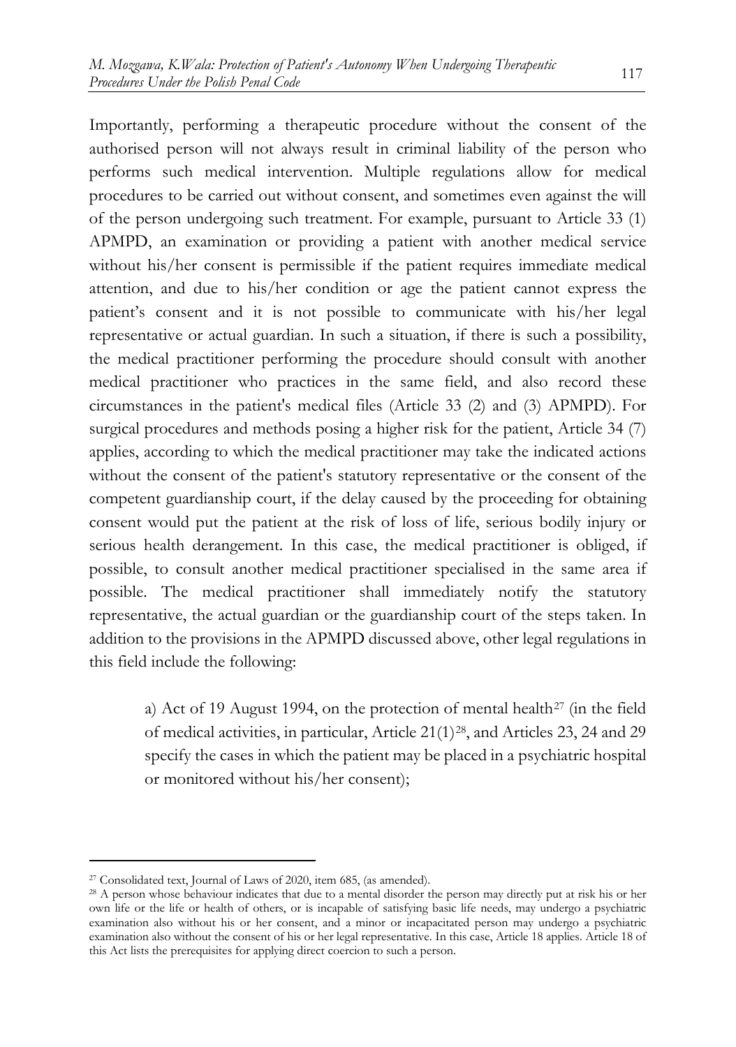Importantly, performing a therapeutic procedure without the consent of the authorised person will not always result in criminal liability of the person who performs such medical intervention. Multiple regulations allow for medical procedures to be carried out without consent, and sometimes even against the will of the person undergoing such treatment. For example, pursuant to Article 33 (1) APMPD, an examination or providing a patient with another medical service without his/her consent is permissible if the patient requires immediate medical attention, and due to his/her condition or age the patient cannot express the patient's consent and it is not possible to communicate with his/her legal representative or actual guardian. In such a situation, if there is such a possibility, the medical practitioner performing the procedure should consult with another medical practitioner who practices in the same field, and also record these circumstances in the patient's medical files (Article 33 (2) and (3) APMPD). For surgical procedures and methods posing a higher risk for the patient, Article 34 (7) applies, according to which the medical practitioner may take the indicated actions without the consent of the patient's statutory representative or the consent of the competent guardianship court, if the delay caused by the proceeding for obtaining consent would put the patient at the risk of loss of life, serious bodily injury or serious health derangement. In this case, the medical practitioner is obliged, if possible, to consult another medical practitioner specialised in the same area if possible. The medical practitioner shall immediately notify the statutory representative, the actual guardian or the guardianship court of the steps taken. In addition to the provisions in the APMPD discussed above, other legal regulations in this field include the following:

> a) Act of 19 August 1994, on the protection of mental health[27] (in the field of medical activities, in particular, Article 21(1)[28], and Articles 23, 24 and 29 specify the cases in which the patient may be placed in a psychiatric hospital or monitored without his/her consent);

---

[27] Consolidated text, Journal of Laws of 2020, item 685, (as amended).

[28] A person whose behaviour indicates that due to a mental disorder the person may directly put at risk his or her own life or the life or health of others, or is incapable of satisfying basic life needs, may undergo a psychiatric examination also without his or her consent, and a minor or incapacitated person may undergo a psychiatric examination also without the consent of his or her legal representative. In this case, Article 18 applies. Article 18 of this Act lists the prerequisites for applying direct coercion to such a person.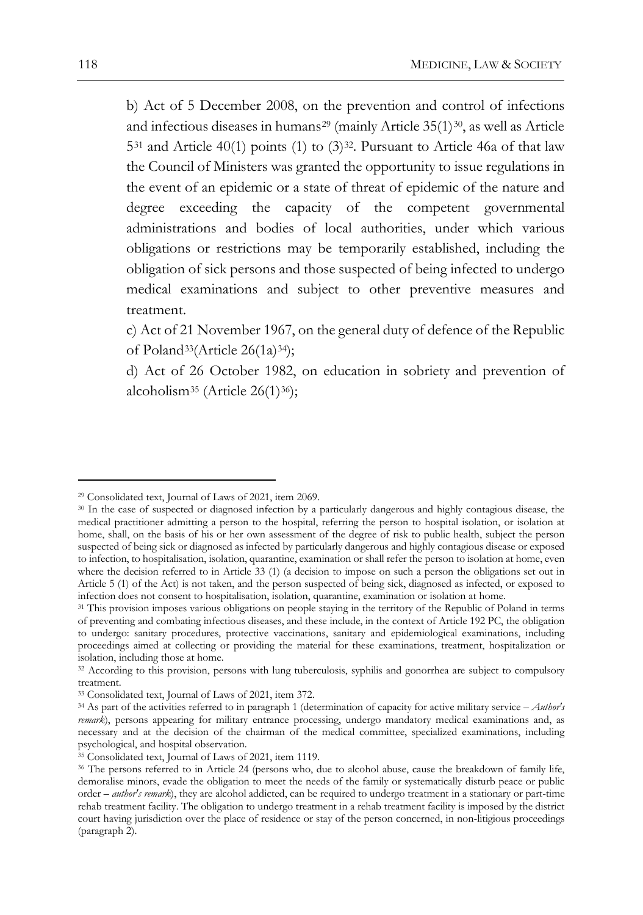b) Act of 5 December 2008, on the prevention and control of infections and infectious diseases in humans[29] (mainly Article 35(1)[30], as well as Article 5[31] and Article 40(1) points (1) to (3)[32]. Pursuant to Article 46a of that law the Council of Ministers was granted the opportunity to issue regulations in the event of an epidemic or a state of threat of epidemic of the nature and degree exceeding the capacity of the competent governmental administrations and bodies of local authorities, under which various obligations or restrictions may be temporarily established, including the obligation of sick persons and those suspected of being infected to undergo medical examinations and subject to other preventive measures and treatment.

c) Act of 21 November 1967, on the general duty of defence of the Republic of Poland[33](Article 26(1a)[34]);

d) Act of 26 October 1982, on education in sobriety and prevention of alcoholism[35] (Article 26(1)[36]);

---

[29] Consolidated text, Journal of Laws of 2021, item 2069.

[30] In the case of suspected or diagnosed infection by a particularly dangerous and highly contagious disease, the medical practitioner admitting a person to the hospital, referring the person to hospital isolation, or isolation at home, shall, on the basis of his or her own assessment of the degree of risk to public health, subject the person suspected of being sick or diagnosed as infected by particularly dangerous and highly contagious disease or exposed to infection, to hospitalisation, isolation, quarantine, examination or shall refer the person to isolation at home, even where the decision referred to in Article 33 (1) (a decision to impose on such a person the obligations set out in Article 5 (1) of the Act) is not taken, and the person suspected of being sick, diagnosed as infected, or exposed to infection does not consent to hospitalisation, isolation, quarantine, examination or isolation at home.

[31] This provision imposes various obligations on people staying in the territory of the Republic of Poland in terms of preventing and combating infectious diseases, and these include, in the context of Article 192 PC, the obligation to undergo: sanitary procedures, protective vaccinations, sanitary and epidemiological examinations, including proceedings aimed at collecting or providing the material for these examinations, treatment, hospitalization or isolation, including those at home.

[32] According to this provision, persons with lung tuberculosis, syphilis and gonorrhea are subject to compulsory treatment.

[33] Consolidated text, Journal of Laws of 2021, item 372.

[34] As part of the activities referred to in paragraph 1 (determination of capacity for active military service – *Author's remark*), persons appearing for military entrance processing, undergo mandatory medical examinations and, as necessary and at the decision of the chairman of the medical committee, specialized examinations, including psychological, and hospital observation.

[35] Consolidated text, Journal of Laws of 2021, item 1119.

[36] The persons referred to in Article 24 (persons who, due to alcohol abuse, cause the breakdown of family life, demoralise minors, evade the obligation to meet the needs of the family or systematically disturb peace or public order – *author's remark*), they are alcohol addicted, can be required to undergo treatment in a stationary or part-time rehab treatment facility. The obligation to undergo treatment in a rehab treatment facility is imposed by the district court having jurisdiction over the place of residence or stay of the person concerned, in non-litigious proceedings (paragraph 2).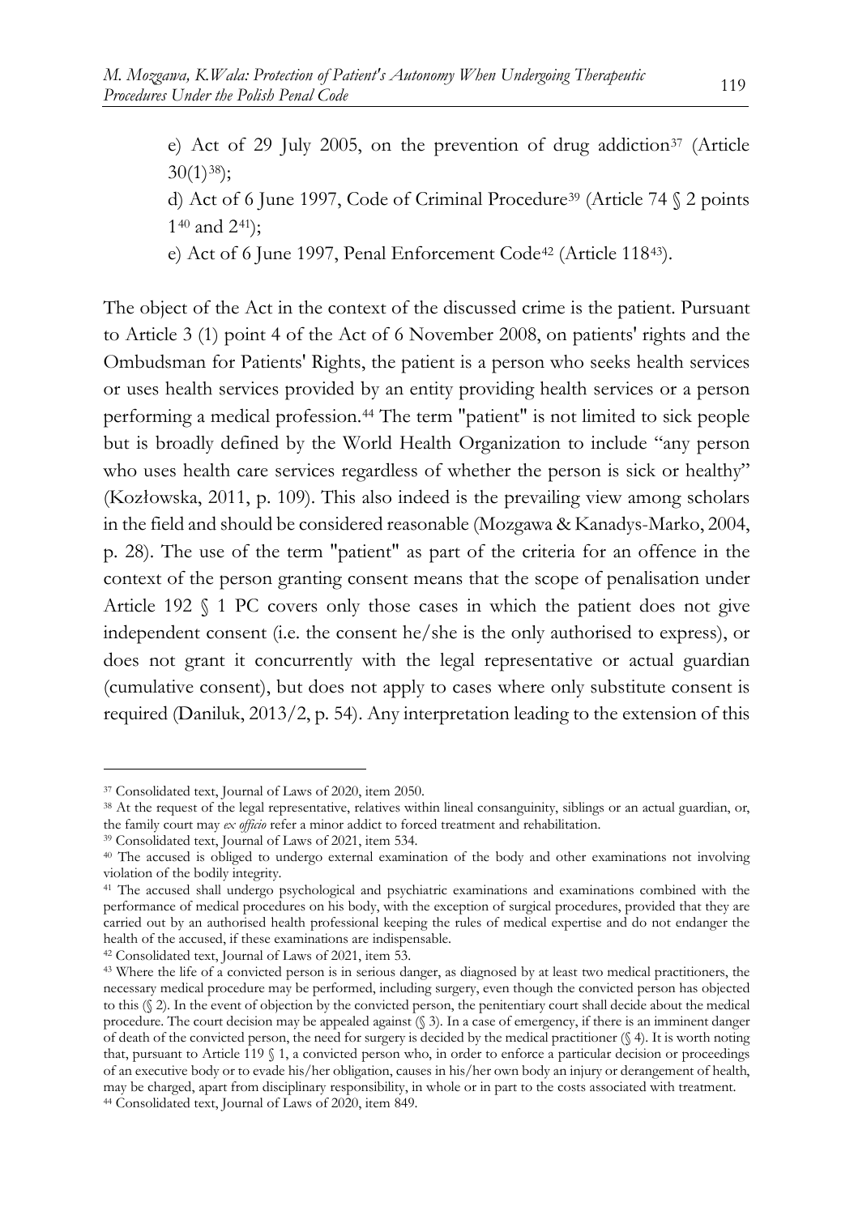e) Act of 29 July 2005, on the prevention of drug addiction[37] (Article 30(1)[38]);

d) Act of 6 June 1997, Code of Criminal Procedure[39] (Article 74 § 2 points 1[40] and 2[41]);

e) Act of 6 June 1997, Penal Enforcement Code[42] (Article 118[43]).

The object of the Act in the context of the discussed crime is the patient. Pursuant to Article 3 (1) point 4 of the Act of 6 November 2008, on patients' rights and the Ombudsman for Patients' Rights, the patient is a person who seeks health services or uses health services provided by an entity providing health services or a person performing a medical profession.[44] The term "patient" is not limited to sick people but is broadly defined by the World Health Organization to include "any person who uses health care services regardless of whether the person is sick or healthy" (Kozłowska, 2011, p. 109). This also indeed is the prevailing view among scholars in the field and should be considered reasonable (Mozgawa & Kanadys-Marko, 2004, p. 28). The use of the term "patient" as part of the criteria for an offence in the context of the person granting consent means that the scope of penalisation under Article 192 § 1 PC covers only those cases in which the patient does not give independent consent (i.e. the consent he/she is the only authorised to express), or does not grant it concurrently with the legal representative or actual guardian (cumulative consent), but does not apply to cases where only substitute consent is required (Daniluk, 2013/2, p. 54). Any interpretation leading to the extension of this

---

[37] Consolidated text, Journal of Laws of 2020, item 2050.

[38] At the request of the legal representative, relatives within lineal consanguinity, siblings or an actual guardian, or, the family court may *ex officio* refer a minor addict to forced treatment and rehabilitation.

[39] Consolidated text, Journal of Laws of 2021, item 534.

[40] The accused is obliged to undergo external examination of the body and other examinations not involving violation of the bodily integrity.

[41] The accused shall undergo psychological and psychiatric examinations and examinations combined with the performance of medical procedures on his body, with the exception of surgical procedures, provided that they are carried out by an authorised health professional keeping the rules of medical expertise and do not endanger the health of the accused, if these examinations are indispensable.

[42] Consolidated text, Journal of Laws of 2021, item 53.

[43] Where the life of a convicted person is in serious danger, as diagnosed by at least two medical practitioners, the necessary medical procedure may be performed, including surgery, even though the convicted person has objected to this (§ 2). In the event of objection by the convicted person, the penitentiary court shall decide about the medical procedure. The court decision may be appealed against (§ 3). In a case of emergency, if there is an imminent danger of death of the convicted person, the need for surgery is decided by the medical practitioner (§ 4). It is worth noting that, pursuant to Article 119 § 1, a convicted person who, in order to enforce a particular decision or proceedings of an executive body or to evade his/her obligation, causes in his/her own body an injury or derangement of health, may be charged, apart from disciplinary responsibility, in whole or in part to the costs associated with treatment.

[44] Consolidated text, Journal of Laws of 2020, item 849.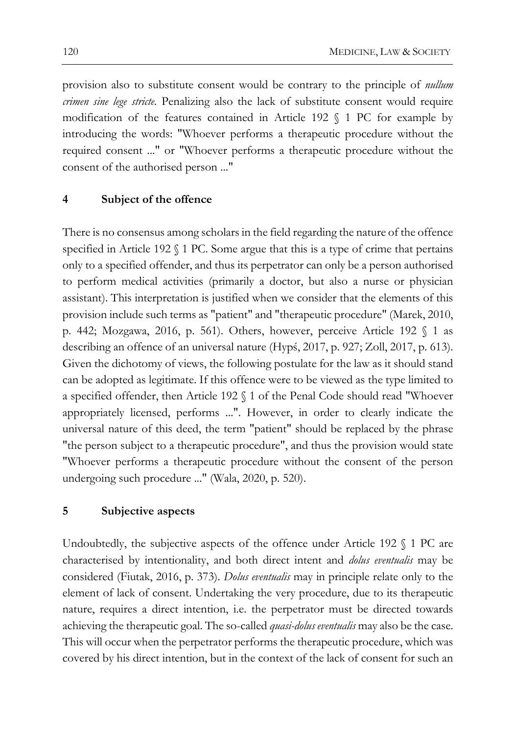provision also to substitute consent would be contrary to the principle of *nullum crimen sine lege stricte*. Penalizing also the lack of substitute consent would require modification of the features contained in Article 192 § 1 PC for example by introducing the words: "Whoever performs a therapeutic procedure without the required consent ..." or "Whoever performs a therapeutic procedure without the consent of the authorised person ..."

## 4 Subject of the offence

There is no consensus among scholars in the field regarding the nature of the offence specified in Article 192 § 1 PC. Some argue that this is a type of crime that pertains only to a specified offender, and thus its perpetrator can only be a person authorised to perform medical activities (primarily a doctor, but also a nurse or physician assistant). This interpretation is justified when we consider that the elements of this provision include such terms as "patient" and "therapeutic procedure" (Marek, 2010, p. 442; Mozgawa, 2016, p. 561). Others, however, perceive Article 192 § 1 as describing an offence of an universal nature (Hypś, 2017, p. 927; Zoll, 2017, p. 613). Given the dichotomy of views, the following postulate for the law as it should stand can be adopted as legitimate. If this offence were to be viewed as the type limited to a specified offender, then Article 192 § 1 of the Penal Code should read "Whoever appropriately licensed, performs ...". However, in order to clearly indicate the universal nature of this deed, the term "patient" should be replaced by the phrase "the person subject to a therapeutic procedure", and thus the provision would state "Whoever performs a therapeutic procedure without the consent of the person undergoing such procedure ..." (Wala, 2020, p. 520).

## 5 Subjective aspects

Undoubtedly, the subjective aspects of the offence under Article 192 § 1 PC are characterised by intentionality, and both direct intent and *dolus eventualis* may be considered (Fiutak, 2016, p. 373). *Dolus eventualis* may in principle relate only to the element of lack of consent. Undertaking the very procedure, due to its therapeutic nature, requires a direct intention, i.e. the perpetrator must be directed towards achieving the therapeutic goal. The so-called *quasi-dolus eventualis* may also be the case. This will occur when the perpetrator performs the therapeutic procedure, which was covered by his direct intention, but in the context of the lack of consent for such an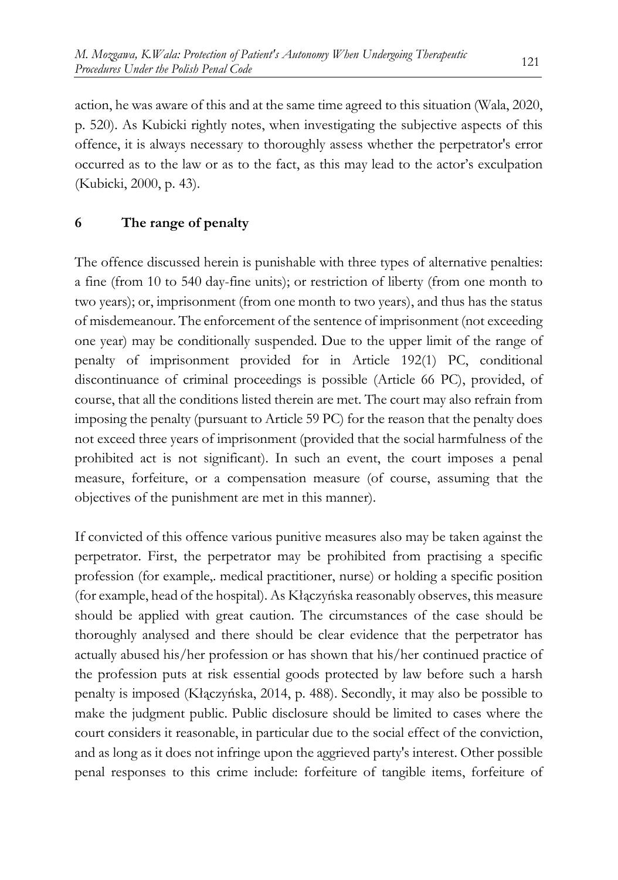action, he was aware of this and at the same time agreed to this situation (Wala, 2020, p. 520). As Kubicki rightly notes, when investigating the subjective aspects of this offence, it is always necessary to thoroughly assess whether the perpetrator's error occurred as to the law or as to the fact, as this may lead to the actor's exculpation (Kubicki, 2000, p. 43).

## 6 The range of penalty

The offence discussed herein is punishable with three types of alternative penalties: a fine (from 10 to 540 day-fine units); or restriction of liberty (from one month to two years); or, imprisonment (from one month to two years), and thus has the status of misdemeanour. The enforcement of the sentence of imprisonment (not exceeding one year) may be conditionally suspended. Due to the upper limit of the range of penalty of imprisonment provided for in Article 192(1) PC, conditional discontinuance of criminal proceedings is possible (Article 66 PC), provided, of course, that all the conditions listed therein are met. The court may also refrain from imposing the penalty (pursuant to Article 59 PC) for the reason that the penalty does not exceed three years of imprisonment (provided that the social harmfulness of the prohibited act is not significant). In such an event, the court imposes a penal measure, forfeiture, or a compensation measure (of course, assuming that the objectives of the punishment are met in this manner).

If convicted of this offence various punitive measures also may be taken against the perpetrator. First, the perpetrator may be prohibited from practising a specific profession (for example,. medical practitioner, nurse) or holding a specific position (for example, head of the hospital). As Kłączyńska reasonably observes, this measure should be applied with great caution. The circumstances of the case should be thoroughly analysed and there should be clear evidence that the perpetrator has actually abused his/her profession or has shown that his/her continued practice of the profession puts at risk essential goods protected by law before such a harsh penalty is imposed (Kłączyńska, 2014, p. 488). Secondly, it may also be possible to make the judgment public. Public disclosure should be limited to cases where the court considers it reasonable, in particular due to the social effect of the conviction, and as long as it does not infringe upon the aggrieved party's interest. Other possible penal responses to this crime include: forfeiture of tangible items, forfeiture of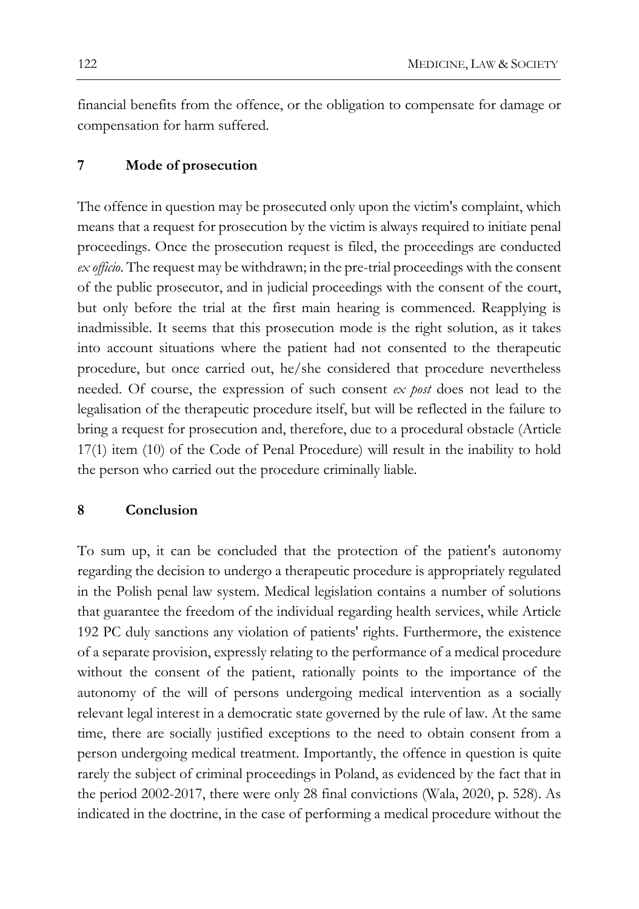financial benefits from the offence, or the obligation to compensate for damage or compensation for harm suffered.

## 7 Mode of prosecution

The offence in question may be prosecuted only upon the victim's complaint, which means that a request for prosecution by the victim is always required to initiate penal proceedings. Once the prosecution request is filed, the proceedings are conducted *ex officio*. The request may be withdrawn; in the pre-trial proceedings with the consent of the public prosecutor, and in judicial proceedings with the consent of the court, but only before the trial at the first main hearing is commenced. Reapplying is inadmissible. It seems that this prosecution mode is the right solution, as it takes into account situations where the patient had not consented to the therapeutic procedure, but once carried out, he/she considered that procedure nevertheless needed. Of course, the expression of such consent *ex post* does not lead to the legalisation of the therapeutic procedure itself, but will be reflected in the failure to bring a request for prosecution and, therefore, due to a procedural obstacle (Article 17(1) item (10) of the Code of Penal Procedure) will result in the inability to hold the person who carried out the procedure criminally liable.

## 8 Conclusion

To sum up, it can be concluded that the protection of the patient's autonomy regarding the decision to undergo a therapeutic procedure is appropriately regulated in the Polish penal law system. Medical legislation contains a number of solutions that guarantee the freedom of the individual regarding health services, while Article 192 PC duly sanctions any violation of patients' rights. Furthermore, the existence of a separate provision, expressly relating to the performance of a medical procedure without the consent of the patient, rationally points to the importance of the autonomy of the will of persons undergoing medical intervention as a socially relevant legal interest in a democratic state governed by the rule of law. At the same time, there are socially justified exceptions to the need to obtain consent from a person undergoing medical treatment. Importantly, the offence in question is quite rarely the subject of criminal proceedings in Poland, as evidenced by the fact that in the period 2002-2017, there were only 28 final convictions (Wala, 2020, p. 528). As indicated in the doctrine, in the case of performing a medical procedure without the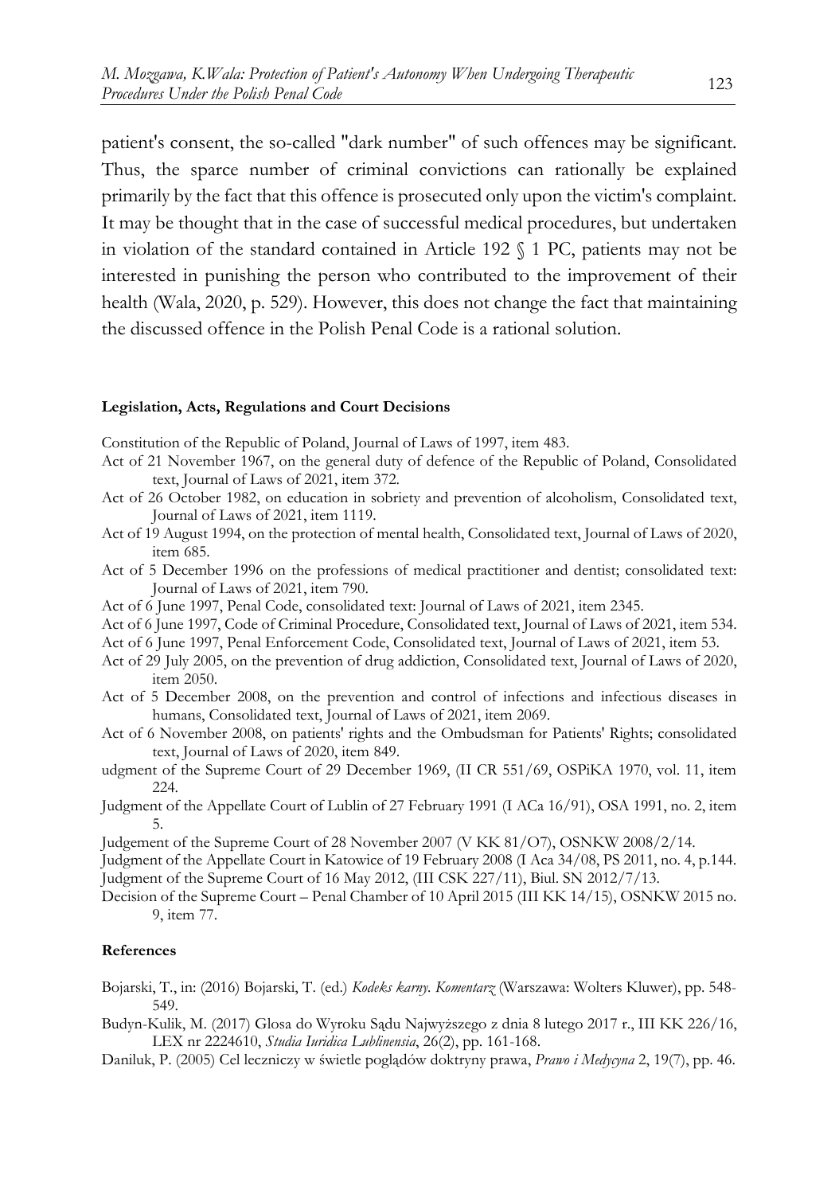patient's consent, the so-called "dark number" of such offences may be significant. Thus, the sparce number of criminal convictions can rationally be explained primarily by the fact that this offence is prosecuted only upon the victim's complaint. It may be thought that in the case of successful medical procedures, but undertaken in violation of the standard contained in Article 192 § 1 PC, patients may not be interested in punishing the person who contributed to the improvement of their health (Wala, 2020, p. 529). However, this does not change the fact that maintaining the discussed offence in the Polish Penal Code is a rational solution.

#### Legislation, Acts, Regulations and Court Decisions

Constitution of the Republic of Poland, Journal of Laws of 1997, item 483.

Act of 21 November 1967, on the general duty of defence of the Republic of Poland, Consolidated text, Journal of Laws of 2021, item 372.

Act of 26 October 1982, on education in sobriety and prevention of alcoholism, Consolidated text, Journal of Laws of 2021, item 1119.

Act of 19 August 1994, on the protection of mental health, Consolidated text, Journal of Laws of 2020, item 685.

Act of 5 December 1996 on the professions of medical practitioner and dentist; consolidated text: Journal of Laws of 2021, item 790.

Act of 6 June 1997, Penal Code, consolidated text: Journal of Laws of 2021, item 2345.

Act of 6 June 1997, Code of Criminal Procedure, Consolidated text, Journal of Laws of 2021, item 534.

Act of 6 June 1997, Penal Enforcement Code, Consolidated text, Journal of Laws of 2021, item 53.

Act of 29 July 2005, on the prevention of drug addiction, Consolidated text, Journal of Laws of 2020, item 2050.

Act of 5 December 2008, on the prevention and control of infections and infectious diseases in humans, Consolidated text, Journal of Laws of 2021, item 2069.

Act of 6 November 2008, on patients' rights and the Ombudsman for Patients' Rights; consolidated text, Journal of Laws of 2020, item 849.

udgment of the Supreme Court of 29 December 1969, (II CR 551/69, OSPiKA 1970, vol. 11, item 224.

Judgment of the Appellate Court of Lublin of 27 February 1991 (I ACa 16/91), OSA 1991, no. 2, item 5.

Judgement of the Supreme Court of 28 November 2007 (V KK 81/O7), OSNKW 2008/2/14.

Judgment of the Appellate Court in Katowice of 19 February 2008 (I Aca 34/08, PS 2011, no. 4, p.144.

Judgment of the Supreme Court of 16 May 2012, (III CSK 227/11), Biul. SN 2012/7/13.

Decision of the Supreme Court – Penal Chamber of 10 April 2015 (III KK 14/15), OSNKW 2015 no. 9, item 77.

#### References

Bojarski, T., in: (2016) Bojarski, T. (ed.) *Kodeks karny. Komentarz* (Warszawa: Wolters Kluwer), pp. 548-549.

Budyn-Kulik, M. (2017) Glosa do Wyroku Sądu Najwyższego z dnia 8 lutego 2017 r., III KK 226/16, LEX nr 2224610, *Studia Iuridica Lublinensia*, 26(2), pp. 161-168.

Daniluk, P. (2005) Cel leczniczy w świetle poglądów doktryny prawa, *Prawo i Medycyna* 2, 19(7), pp. 46.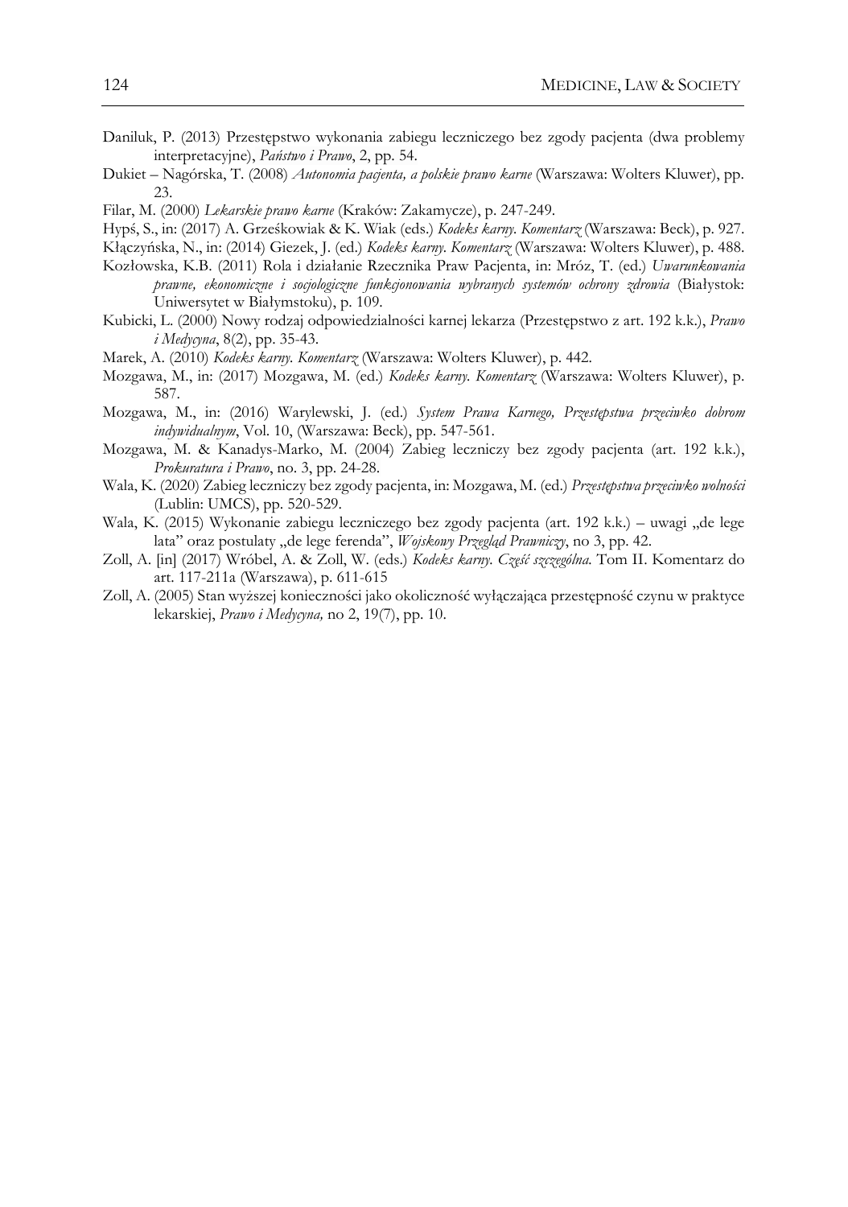Daniluk, P. (2013) Przestępstwo wykonania zabiegu leczniczego bez zgody pacjenta (dwa problemy interpretacyjne), *Państwo i Prawo*, 2, pp. 54.

Dukiet – Nagórska, T. (2008) *Autonomia pacjenta, a polskie prawo karne* (Warszawa: Wolters Kluwer), pp. 23.

Filar, M. (2000) *Lekarskie prawo karne* (Kraków: Zakamycze), p. 247-249.

Hypś, S., in: (2017) A. Grześkowiak & K. Wiak (eds.) *Kodeks karny. Komentarz* (Warszawa: Beck), p. 927.

Kłączyńska, N., in: (2014) Giezek, J. (ed.) *Kodeks karny. Komentarz* (Warszawa: Wolters Kluwer), p. 488.

Kozłowska, K.B. (2011) Rola i działanie Rzecznika Praw Pacjenta, in: Mróz, T. (ed.) *Uwarunkowania prawne, ekonomiczne i socjologiczne funkcjonowania wybranych systemów ochrony zdrowia* (Białystok: Uniwersytet w Białymstoku), p. 109.

Kubicki, L. (2000) Nowy rodzaj odpowiedzialności karnej lekarza (Przestępstwo z art. 192 k.k.), *Prawo i Medycyna*, 8(2), pp. 35-43.

Marek, A. (2010) *Kodeks karny. Komentarz* (Warszawa: Wolters Kluwer), p. 442.

Mozgawa, M., in: (2017) Mozgawa, M. (ed.) *Kodeks karny. Komentarz* (Warszawa: Wolters Kluwer), p. 587.

Mozgawa, M., in: (2016) Warylewski, J. (ed.) *System Prawa Karnego, Przestępstwa przeciwko dobrom indywidualnym*, Vol. 10, (Warszawa: Beck), pp. 547-561.

Mozgawa, M. & Kanadys-Marko, M. (2004) Zabieg leczniczy bez zgody pacjenta (art. 192 k.k.), *Prokuratura i Prawo*, no. 3, pp. 24-28.

Wala, K. (2020) Zabieg leczniczy bez zgody pacjenta, in: Mozgawa, M. (ed.) *Przestępstwa przeciwko wolności* (Lublin: UMCS), pp. 520-529.

Wala, K. (2015) Wykonanie zabiegu leczniczego bez zgody pacjenta (art. 192 k.k.) – uwagi „de lege lata" oraz postulaty „de lege ferenda", *Wojskowy Przegląd Prawniczy*, no 3, pp. 42.

Zoll, A. [in] (2017) Wróbel, A. & Zoll, W. (eds.) *Kodeks karny. Część szczególna.* Tom II. Komentarz do art. 117-211a (Warszawa), p. 611-615

Zoll, A. (2005) Stan wyższej konieczności jako okoliczność wyłączająca przestępność czynu w praktyce lekarskiej, *Prawo i Medycyna,* no 2, 19(7), pp. 10.